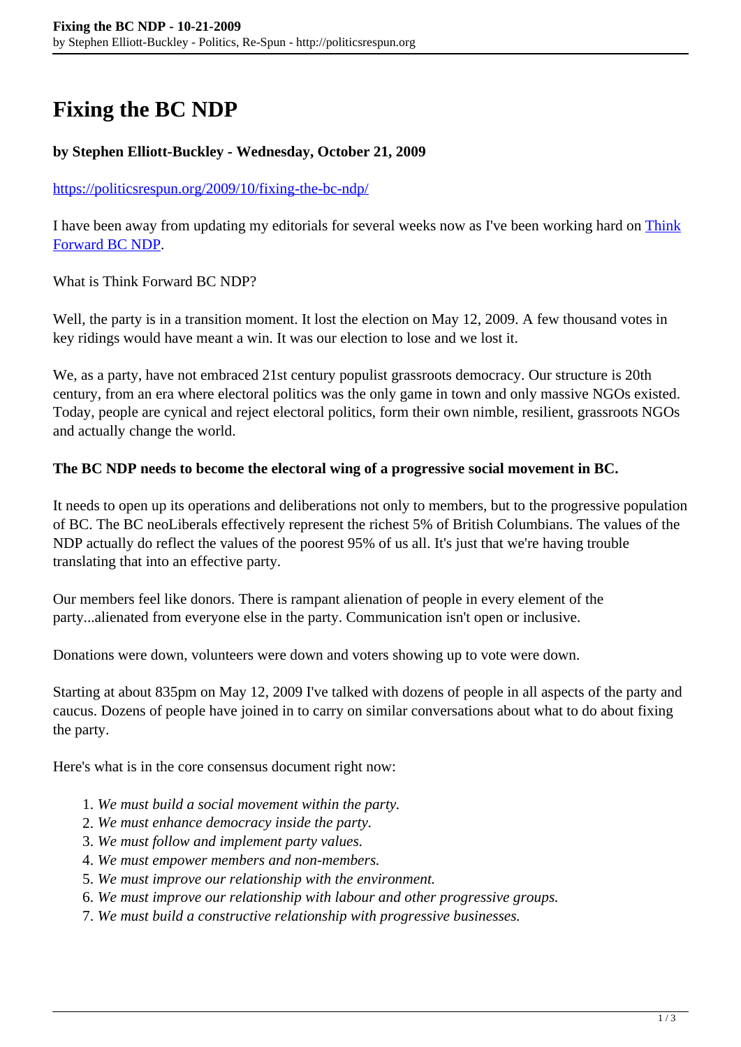# Fixing the BC NDP

**by Stephen Elliott-Buckley - Wednesday, October 21, 2009**

https://politicsrespun.org/2009/10/fixing-the-bc-ndp/

I have been away from updating my editorials for several weeks now as I've been working hard on Think Forward BC NDP.

What is Think Forward BC NDP?

Well, the party is in a transition moment. It lost the election on May 12, 2009. A few thousand votes in key ridings would have meant a win. It was our election to lose and we lost it.

We, as a party, have not embraced 21st century populist grassroots democracy. Our structure is 20th century, from an era where electoral politics was the only game in town and only massive NGOs existed. Today, people are cynical and reject electoral politics, form their own nimble, resilient, grassroots NGOs and actually change the world.

**The BC NDP needs to become the electoral wing of a progressive social movement in BC.**

It needs to open up its operations and deliberations not only to members, but to the progressive population of BC. The BC neoLiberals effectively represent the richest 5% of British Columbians. The values of the NDP actually do reflect the values of the poorest 95% of us all. It's just that we're having trouble translating that into an effective party.

Our members feel like donors. There is rampant alienation of people in every element of the party...alienated from everyone else in the party. Communication isn't open or inclusive.

Donations were down, volunteers were down and voters showing up to vote were down.

Starting at about 835pm on May 12, 2009 I've talked with dozens of people in all aspects of the party and caucus. Dozens of people have joined in to carry on similar conversations about what to do about fixing the party.

Here's what is in the core consensus document right now:

1. *We must build a social movement within the party.*
2. *We must enhance democracy inside the party.*
3. *We must follow and implement party values.*
4. *We must empower members and non-members.*
5. *We must improve our relationship with the environment.*
6. *We must improve our relationship with labour and other progressive groups.*
7. *We must build a constructive relationship with progressive businesses.*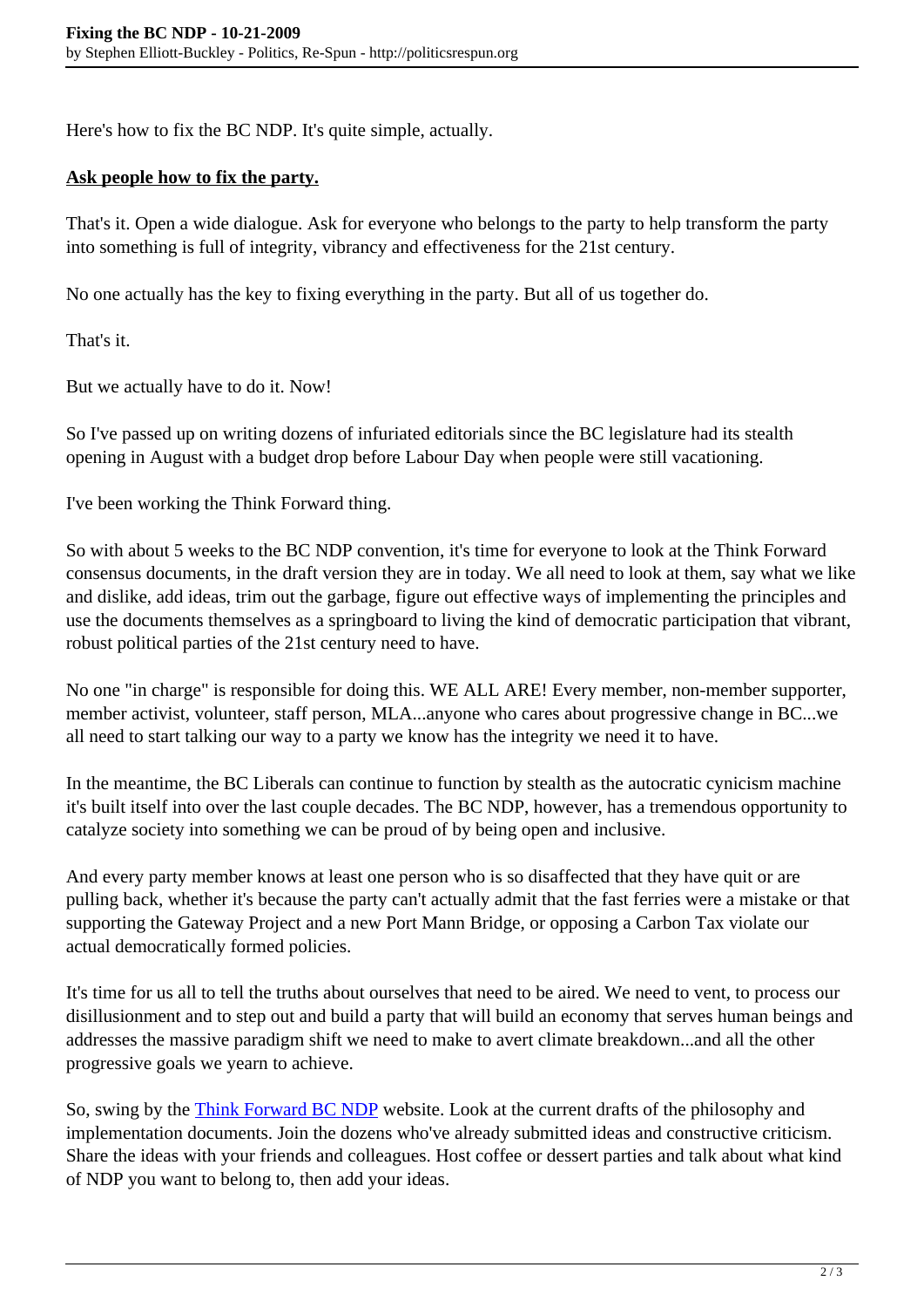Here's how to fix the BC NDP. It's quite simple, actually.

**Ask people how to fix the party.**

That's it. Open a wide dialogue. Ask for everyone who belongs to the party to help transform the party into something is full of integrity, vibrancy and effectiveness for the 21st century.

No one actually has the key to fixing everything in the party. But all of us together do.

That's it.

But we actually have to do it. Now!

So I've passed up on writing dozens of infuriated editorials since the BC legislature had its stealth opening in August with a budget drop before Labour Day when people were still vacationing.

I've been working the Think Forward thing.

So with about 5 weeks to the BC NDP convention, it's time for everyone to look at the Think Forward consensus documents, in the draft version they are in today. We all need to look at them, say what we like and dislike, add ideas, trim out the garbage, figure out effective ways of implementing the principles and use the documents themselves as a springboard to living the kind of democratic participation that vibrant, robust political parties of the 21st century need to have.

No one "in charge" is responsible for doing this. WE ALL ARE! Every member, non-member supporter, member activist, volunteer, staff person, MLA...anyone who cares about progressive change in BC...we all need to start talking our way to a party we know has the integrity we need it to have.

In the meantime, the BC Liberals can continue to function by stealth as the autocratic cynicism machine it's built itself into over the last couple decades. The BC NDP, however, has a tremendous opportunity to catalyze society into something we can be proud of by being open and inclusive.

And every party member knows at least one person who is so disaffected that they have quit or are pulling back, whether it's because the party can't actually admit that the fast ferries were a mistake or that supporting the Gateway Project and a new Port Mann Bridge, or opposing a Carbon Tax violate our actual democratically formed policies.

It's time for us all to tell the truths about ourselves that need to be aired. We need to vent, to process our disillusionment and to step out and build a party that will build an economy that serves human beings and addresses the massive paradigm shift we need to make to avert climate breakdown...and all the other progressive goals we yearn to achieve.

So, swing by the Think Forward BC NDP website. Look at the current drafts of the philosophy and implementation documents. Join the dozens who've already submitted ideas and constructive criticism. Share the ideas with your friends and colleagues. Host coffee or dessert parties and talk about what kind of NDP you want to belong to, then add your ideas.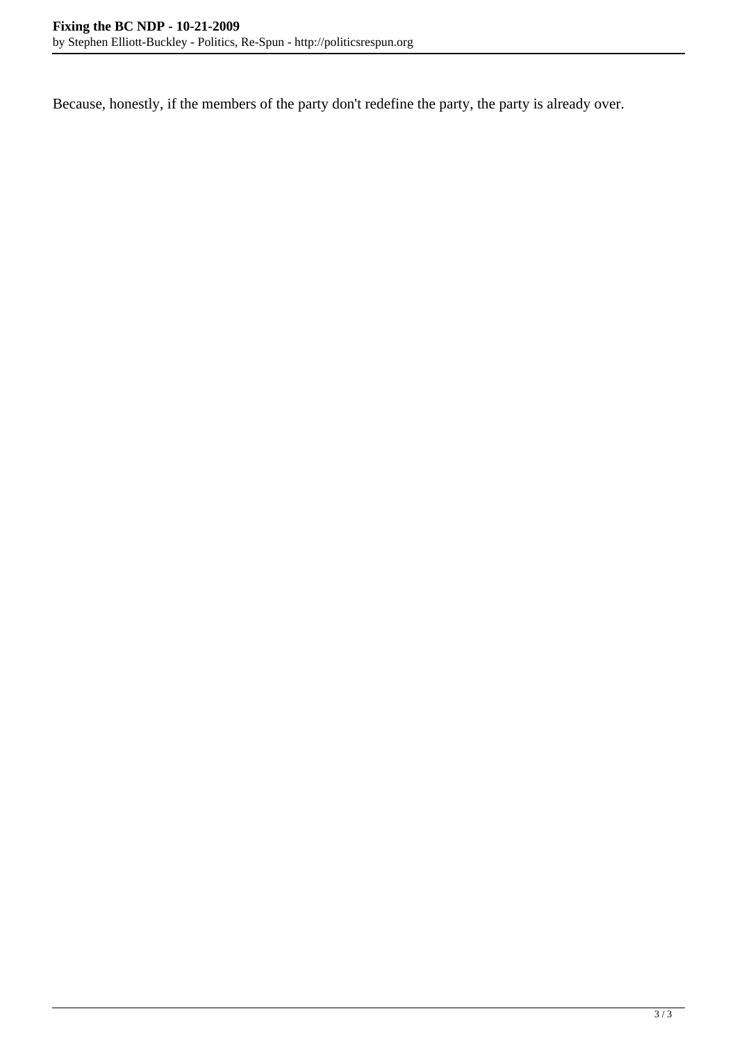Because, honestly, if the members of the party don't redefine the party, the party is already over.